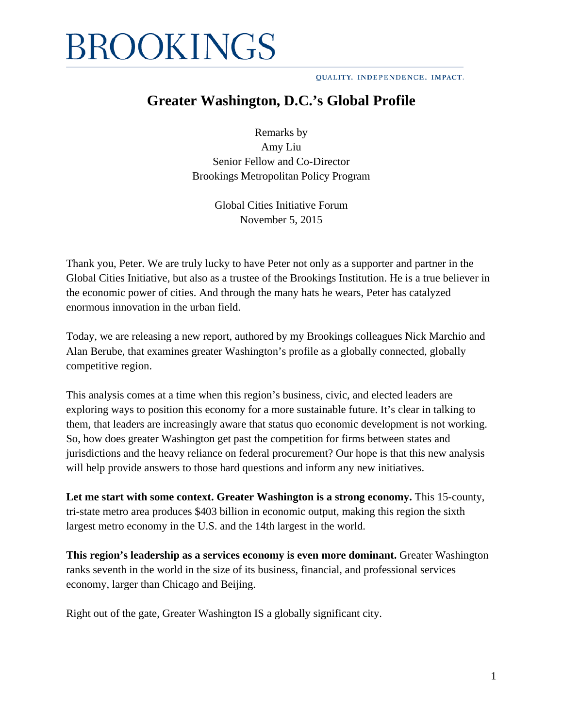# BROOKINGS

QUALITY. INDEPENDENCE. IMPACT.

## Greater Washington, D.C.'s Global Profile

Remarks by
Amy Liu
Senior Fellow and Co-Director
Brookings Metropolitan Policy Program

Global Cities Initiative Forum
November 5, 2015

Thank you, Peter. We are truly lucky to have Peter not only as a supporter and partner in the Global Cities Initiative, but also as a trustee of the Brookings Institution. He is a true believer in the economic power of cities. And through the many hats he wears, Peter has catalyzed enormous innovation in the urban field.

Today, we are releasing a new report, authored by my Brookings colleagues Nick Marchio and Alan Berube, that examines greater Washington's profile as a globally connected, globally competitive region.

This analysis comes at a time when this region's business, civic, and elected leaders are exploring ways to position this economy for a more sustainable future. It's clear in talking to them, that leaders are increasingly aware that status quo economic development is not working. So, how does greater Washington get past the competition for firms between states and jurisdictions and the heavy reliance on federal procurement? Our hope is that this new analysis will help provide answers to those hard questions and inform any new initiatives.

**Let me start with some context. Greater Washington is a strong economy.** This 15-county, tri-state metro area produces $403 billion in economic output, making this region the sixth largest metro economy in the U.S. and the 14th largest in the world.

**This region's leadership as a services economy is even more dominant.** Greater Washington ranks seventh in the world in the size of its business, financial, and professional services economy, larger than Chicago and Beijing.

Right out of the gate, Greater Washington IS a globally significant city.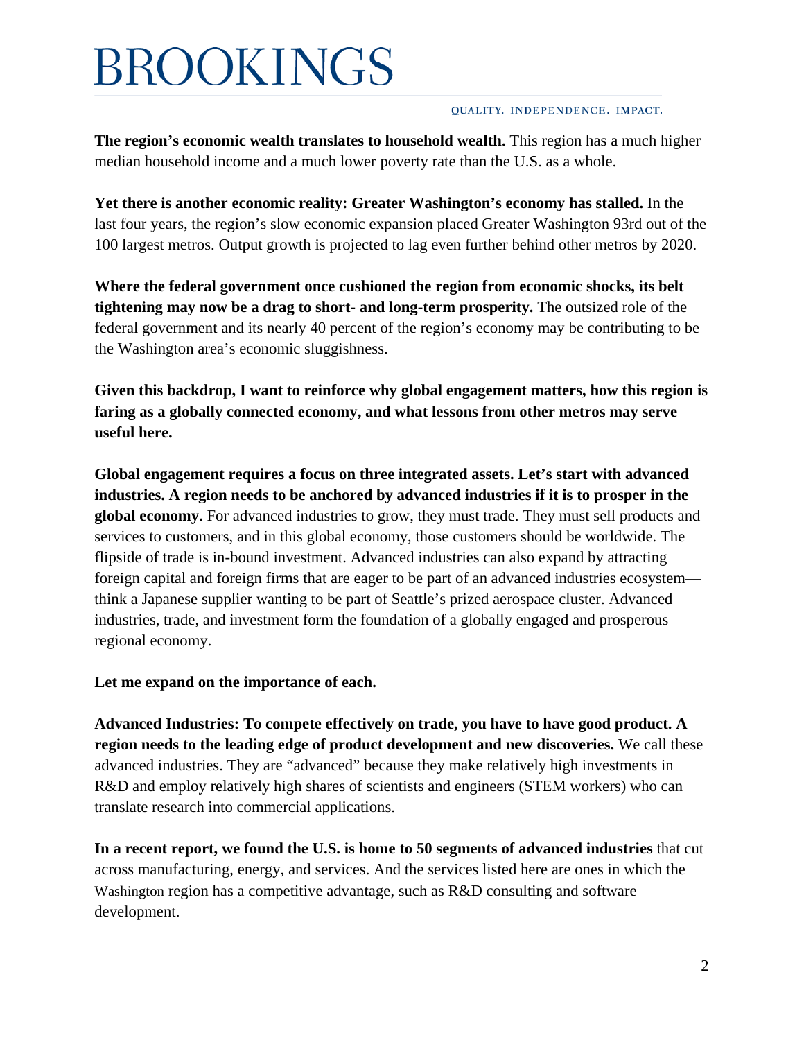**The region's economic wealth translates to household wealth.** This region has a much higher median household income and a much lower poverty rate than the U.S. as a whole.

**Yet there is another economic reality: Greater Washington's economy has stalled.** In the last four years, the region's slow economic expansion placed Greater Washington 93rd out of the 100 largest metros. Output growth is projected to lag even further behind other metros by 2020.

**Where the federal government once cushioned the region from economic shocks, its belt tightening may now be a drag to short- and long-term prosperity.** The outsized role of the federal government and its nearly 40 percent of the region's economy may be contributing to be the Washington area's economic sluggishness.

**Given this backdrop, I want to reinforce why global engagement matters, how this region is faring as a globally connected economy, and what lessons from other metros may serve useful here.**

**Global engagement requires a focus on three integrated assets. Let's start with advanced industries. A region needs to be anchored by advanced industries if it is to prosper in the global economy.** For advanced industries to grow, they must trade. They must sell products and services to customers, and in this global economy, those customers should be worldwide. The flipside of trade is in-bound investment. Advanced industries can also expand by attracting foreign capital and foreign firms that are eager to be part of an advanced industries ecosystem—think a Japanese supplier wanting to be part of Seattle's prized aerospace cluster. Advanced industries, trade, and investment form the foundation of a globally engaged and prosperous regional economy.

**Let me expand on the importance of each.**

**Advanced Industries: To compete effectively on trade, you have to have good product. A region needs to the leading edge of product development and new discoveries.** We call these advanced industries. They are "advanced" because they make relatively high investments in R&D and employ relatively high shares of scientists and engineers (STEM workers) who can translate research into commercial applications.

**In a recent report, we found the U.S. is home to 50 segments of advanced industries** that cut across manufacturing, energy, and services. And the services listed here are ones in which the Washington region has a competitive advantage, such as R&D consulting and software development.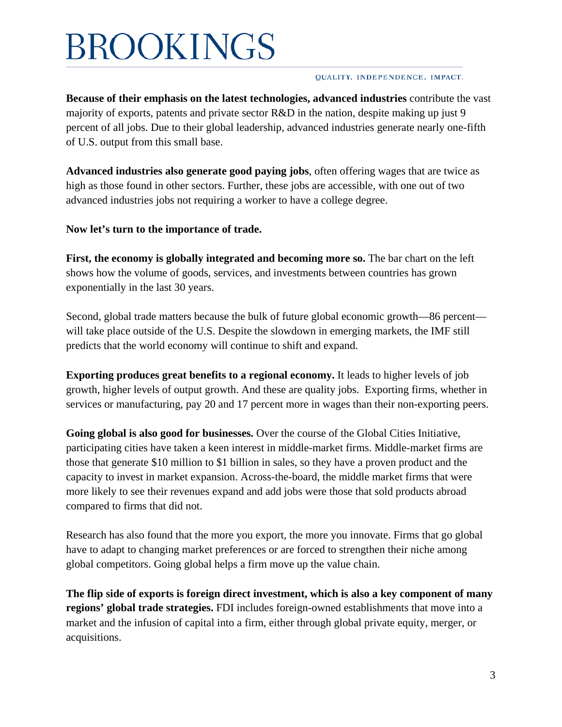**Because of their emphasis on the latest technologies, advanced industries** contribute the vast majority of exports, patents and private sector R&D in the nation, despite making up just 9 percent of all jobs. Due to their global leadership, advanced industries generate nearly one-fifth of U.S. output from this small base.

**Advanced industries also generate good paying jobs**, often offering wages that are twice as high as those found in other sectors. Further, these jobs are accessible, with one out of two advanced industries jobs not requiring a worker to have a college degree.

**Now let's turn to the importance of trade.**

**First, the economy is globally integrated and becoming more so.** The bar chart on the left shows how the volume of goods, services, and investments between countries has grown exponentially in the last 30 years.

Second, global trade matters because the bulk of future global economic growth—86 percent—will take place outside of the U.S. Despite the slowdown in emerging markets, the IMF still predicts that the world economy will continue to shift and expand.

**Exporting produces great benefits to a regional economy.** It leads to higher levels of job growth, higher levels of output growth. And these are quality jobs. Exporting firms, whether in services or manufacturing, pay 20 and 17 percent more in wages than their non-exporting peers.

**Going global is also good for businesses.** Over the course of the Global Cities Initiative, participating cities have taken a keen interest in middle-market firms. Middle-market firms are those that generate $10 million to $1 billion in sales, so they have a proven product and the capacity to invest in market expansion. Across-the-board, the middle market firms that were more likely to see their revenues expand and add jobs were those that sold products abroad compared to firms that did not.

Research has also found that the more you export, the more you innovate. Firms that go global have to adapt to changing market preferences or are forced to strengthen their niche among global competitors. Going global helps a firm move up the value chain.

**The flip side of exports is foreign direct investment, which is also a key component of many regions' global trade strategies.** FDI includes foreign-owned establishments that move into a market and the infusion of capital into a firm, either through global private equity, merger, or acquisitions.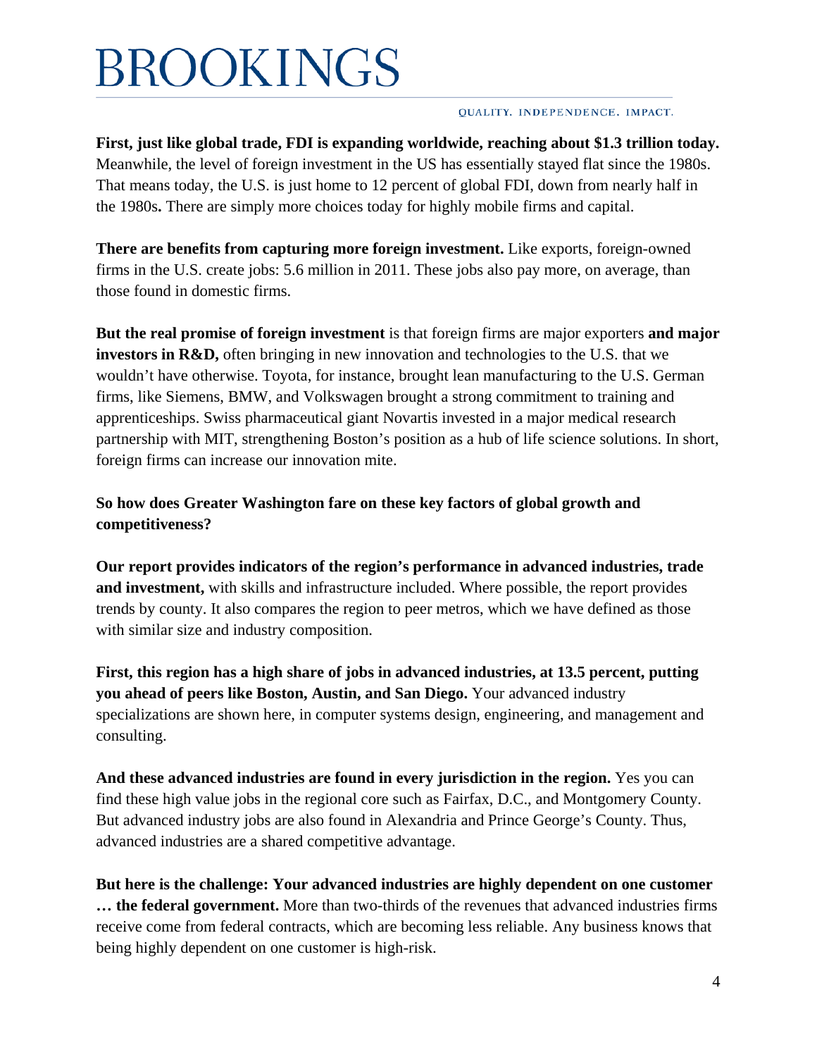**First, just like global trade, FDI is expanding worldwide, reaching about $1.3 trillion today.** Meanwhile, the level of foreign investment in the US has essentially stayed flat since the 1980s. That means today, the U.S. is just home to 12 percent of global FDI, down from nearly half in the 1980s**.** There are simply more choices today for highly mobile firms and capital.

**There are benefits from capturing more foreign investment.** Like exports, foreign-owned firms in the U.S. create jobs: 5.6 million in 2011. These jobs also pay more, on average, than those found in domestic firms.

**But the real promise of foreign investment** is that foreign firms are major exporters **and major investors in R&D,** often bringing in new innovation and technologies to the U.S. that we wouldn't have otherwise. Toyota, for instance, brought lean manufacturing to the U.S. German firms, like Siemens, BMW, and Volkswagen brought a strong commitment to training and apprenticeships. Swiss pharmaceutical giant Novartis invested in a major medical research partnership with MIT, strengthening Boston's position as a hub of life science solutions. In short, foreign firms can increase our innovation mite.

**So how does Greater Washington fare on these key factors of global growth and competitiveness?**

**Our report provides indicators of the region's performance in advanced industries, trade and investment,** with skills and infrastructure included. Where possible, the report provides trends by county. It also compares the region to peer metros, which we have defined as those with similar size and industry composition.

**First, this region has a high share of jobs in advanced industries, at 13.5 percent, putting you ahead of peers like Boston, Austin, and San Diego.** Your advanced industry specializations are shown here, in computer systems design, engineering, and management and consulting.

**And these advanced industries are found in every jurisdiction in the region.** Yes you can find these high value jobs in the regional core such as Fairfax, D.C., and Montgomery County. But advanced industry jobs are also found in Alexandria and Prince George's County. Thus, advanced industries are a shared competitive advantage.

**But here is the challenge: Your advanced industries are highly dependent on one customer … the federal government.** More than two-thirds of the revenues that advanced industries firms receive come from federal contracts, which are becoming less reliable. Any business knows that being highly dependent on one customer is high-risk.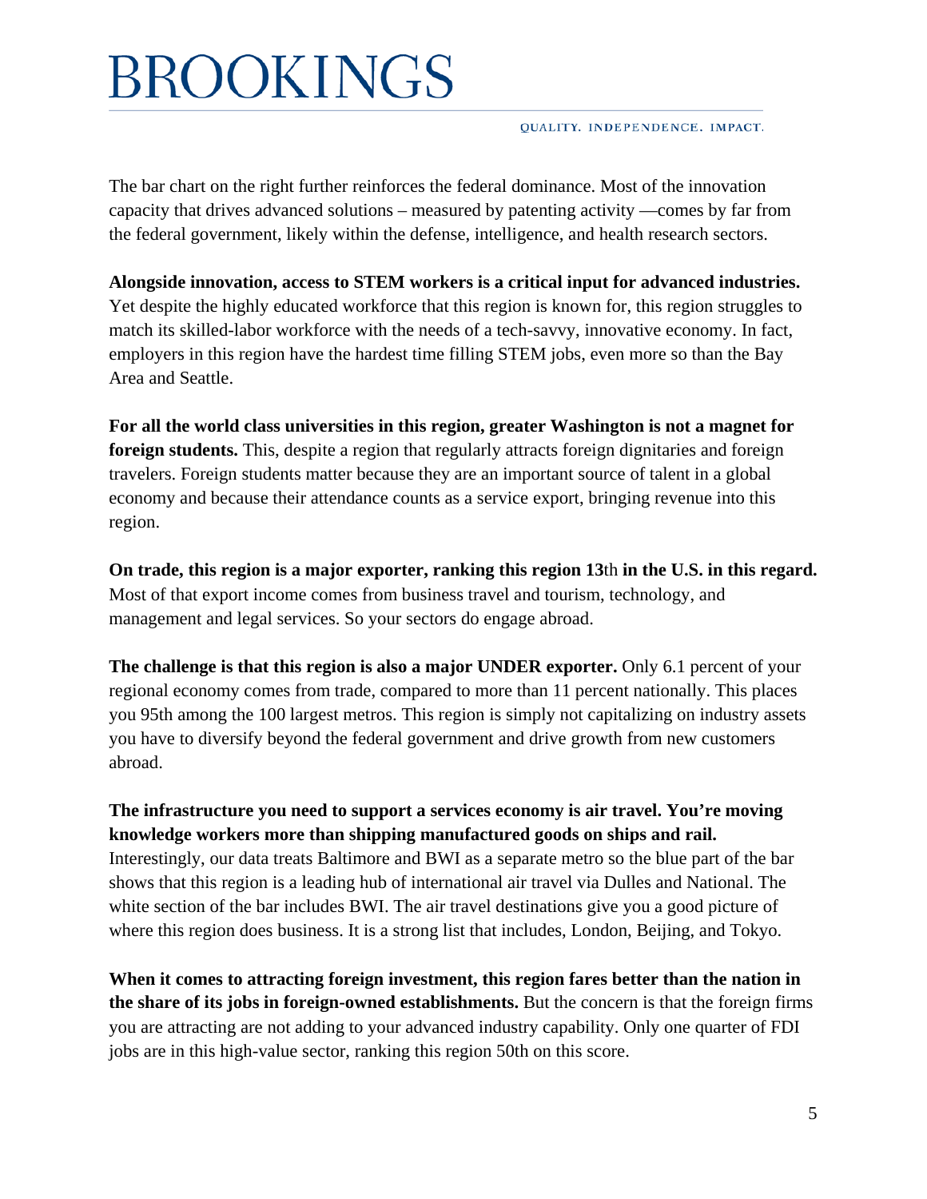The bar chart on the right further reinforces the federal dominance. Most of the innovation capacity that drives advanced solutions – measured by patenting activity —comes by far from the federal government, likely within the defense, intelligence, and health research sectors.

**Alongside innovation, access to STEM workers is a critical input for advanced industries.** Yet despite the highly educated workforce that this region is known for, this region struggles to match its skilled-labor workforce with the needs of a tech-savvy, innovative economy. In fact, employers in this region have the hardest time filling STEM jobs, even more so than the Bay Area and Seattle.

**For all the world class universities in this region, greater Washington is not a magnet for foreign students.** This, despite a region that regularly attracts foreign dignitaries and foreign travelers. Foreign students matter because they are an important source of talent in a global economy and because their attendance counts as a service export, bringing revenue into this region.

**On trade, this region is a major exporter, ranking this region 13**th **in the U.S. in this regard.** Most of that export income comes from business travel and tourism, technology, and management and legal services. So your sectors do engage abroad.

**The challenge is that this region is also a major UNDER exporter.** Only 6.1 percent of your regional economy comes from trade, compared to more than 11 percent nationally. This places you 95th among the 100 largest metros. This region is simply not capitalizing on industry assets you have to diversify beyond the federal government and drive growth from new customers abroad.

**The infrastructure you need to support a services economy is air travel. You're moving knowledge workers more than shipping manufactured goods on ships and rail.** Interestingly, our data treats Baltimore and BWI as a separate metro so the blue part of the bar shows that this region is a leading hub of international air travel via Dulles and National. The white section of the bar includes BWI. The air travel destinations give you a good picture of where this region does business. It is a strong list that includes, London, Beijing, and Tokyo.

**When it comes to attracting foreign investment, this region fares better than the nation in the share of its jobs in foreign-owned establishments.** But the concern is that the foreign firms you are attracting are not adding to your advanced industry capability. Only one quarter of FDI jobs are in this high-value sector, ranking this region 50th on this score.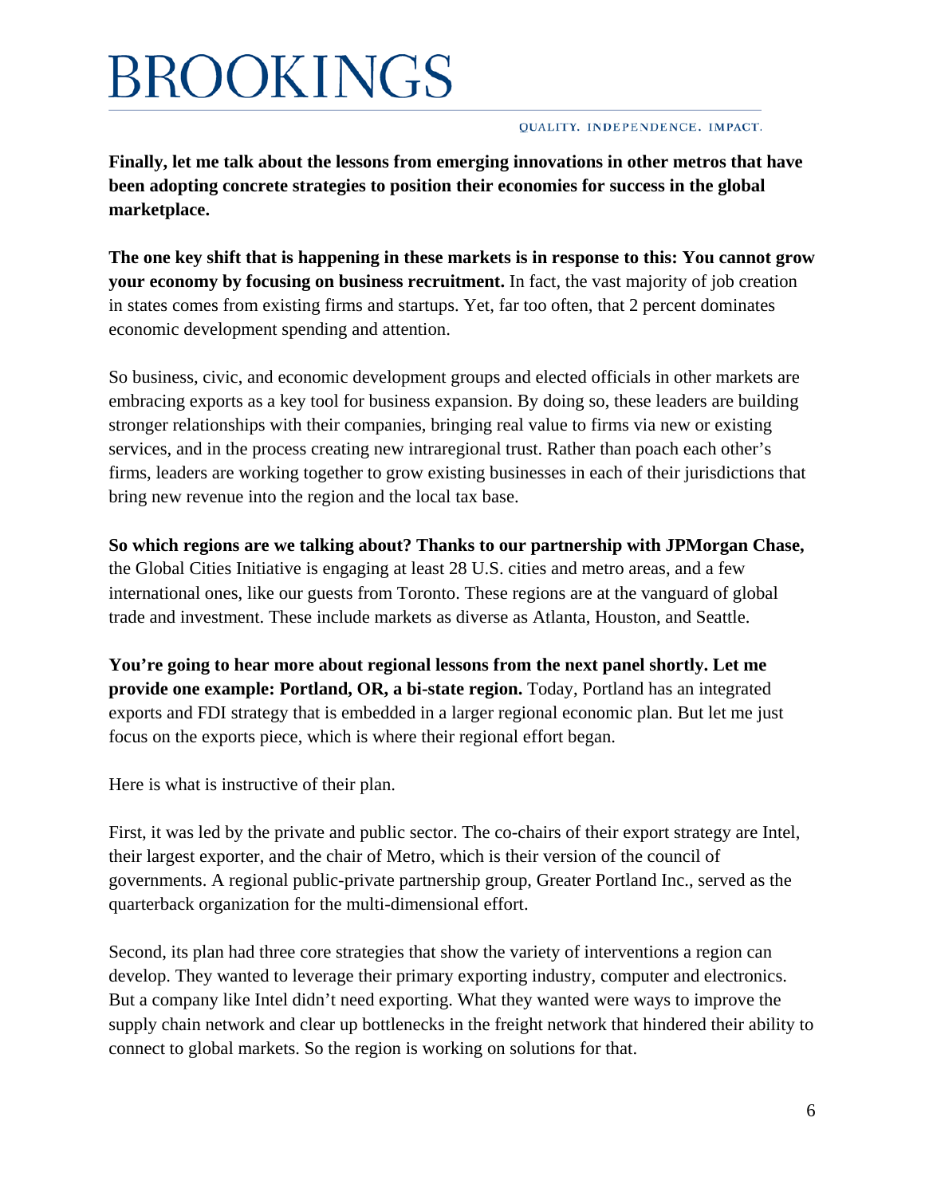**Finally, let me talk about the lessons from emerging innovations in other metros that have been adopting concrete strategies to position their economies for success in the global marketplace.**

**The one key shift that is happening in these markets is in response to this: You cannot grow your economy by focusing on business recruitment.** In fact, the vast majority of job creation in states comes from existing firms and startups. Yet, far too often, that 2 percent dominates economic development spending and attention.

So business, civic, and economic development groups and elected officials in other markets are embracing exports as a key tool for business expansion. By doing so, these leaders are building stronger relationships with their companies, bringing real value to firms via new or existing services, and in the process creating new intraregional trust. Rather than poach each other's firms, leaders are working together to grow existing businesses in each of their jurisdictions that bring new revenue into the region and the local tax base.

**So which regions are we talking about? Thanks to our partnership with JPMorgan Chase,** the Global Cities Initiative is engaging at least 28 U.S. cities and metro areas, and a few international ones, like our guests from Toronto. These regions are at the vanguard of global trade and investment. These include markets as diverse as Atlanta, Houston, and Seattle.

**You're going to hear more about regional lessons from the next panel shortly. Let me provide one example: Portland, OR, a bi-state region.** Today, Portland has an integrated exports and FDI strategy that is embedded in a larger regional economic plan. But let me just focus on the exports piece, which is where their regional effort began.

Here is what is instructive of their plan.

First, it was led by the private and public sector. The co-chairs of their export strategy are Intel, their largest exporter, and the chair of Metro, which is their version of the council of governments. A regional public-private partnership group, Greater Portland Inc., served as the quarterback organization for the multi-dimensional effort.

Second, its plan had three core strategies that show the variety of interventions a region can develop. They wanted to leverage their primary exporting industry, computer and electronics. But a company like Intel didn't need exporting. What they wanted were ways to improve the supply chain network and clear up bottlenecks in the freight network that hindered their ability to connect to global markets. So the region is working on solutions for that.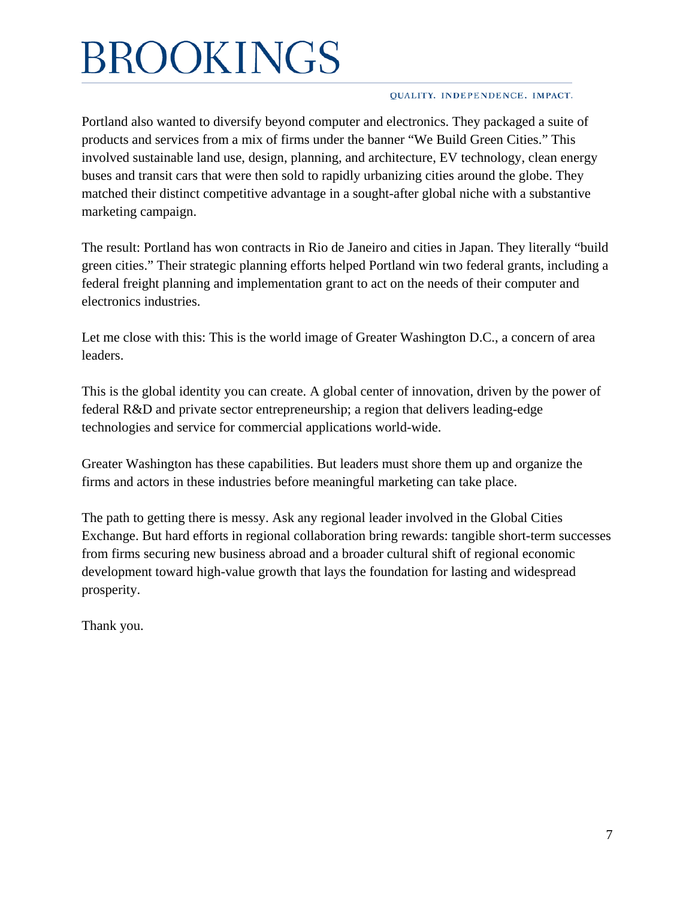Portland also wanted to diversify beyond computer and electronics. They packaged a suite of products and services from a mix of firms under the banner "We Build Green Cities." This involved sustainable land use, design, planning, and architecture, EV technology, clean energy buses and transit cars that were then sold to rapidly urbanizing cities around the globe. They matched their distinct competitive advantage in a sought-after global niche with a substantive marketing campaign.

The result: Portland has won contracts in Rio de Janeiro and cities in Japan. They literally "build green cities." Their strategic planning efforts helped Portland win two federal grants, including a federal freight planning and implementation grant to act on the needs of their computer and electronics industries.

Let me close with this: This is the world image of Greater Washington D.C., a concern of area leaders.

This is the global identity you can create. A global center of innovation, driven by the power of federal R&D and private sector entrepreneurship; a region that delivers leading-edge technologies and service for commercial applications world-wide.

Greater Washington has these capabilities. But leaders must shore them up and organize the firms and actors in these industries before meaningful marketing can take place.

The path to getting there is messy. Ask any regional leader involved in the Global Cities Exchange. But hard efforts in regional collaboration bring rewards: tangible short-term successes from firms securing new business abroad and a broader cultural shift of regional economic development toward high-value growth that lays the foundation for lasting and widespread prosperity.

Thank you.